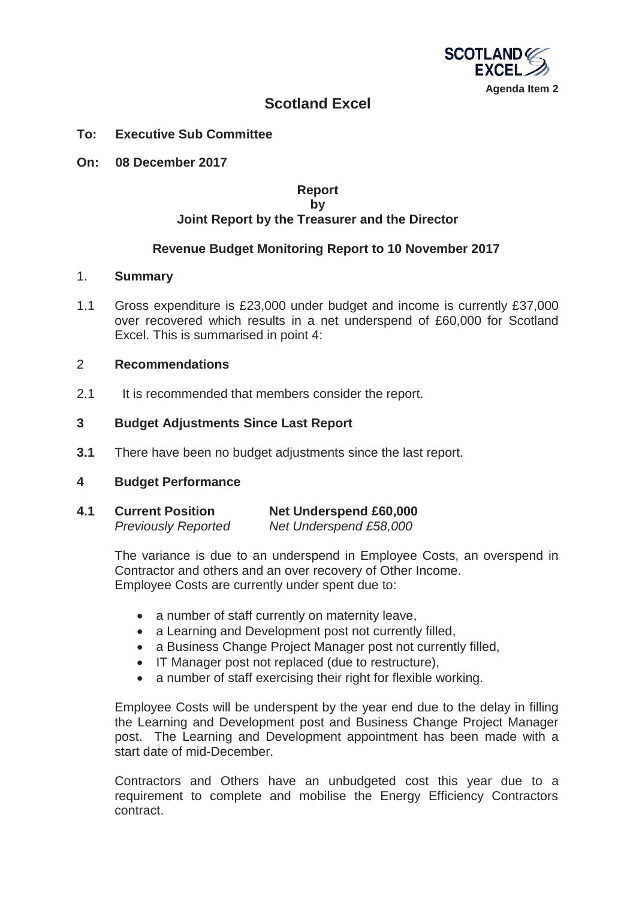Agenda Item 2

# Scotland Excel

**To: Executive Sub Committee**

**On: 08 December 2017**

**Report**
**by**
**Joint Report by the Treasurer and the Director**

**Revenue Budget Monitoring Report to 10 November 2017**

## 1. Summary

1.1 Gross expenditure is £23,000 under budget and income is currently £37,000 over recovered which results in a net underspend of £60,000 for Scotland Excel. This is summarised in point 4:

## 2 Recommendations

2.1 It is recommended that members consider the report.

## 3 Budget Adjustments Since Last Report

**3.1** There have been no budget adjustments since the last report.

## 4 Budget Performance

**4.1 Current Position** **Net Underspend £60,000**
*Previously Reported* *Net Underspend £58,000*

The variance is due to an underspend in Employee Costs, an overspend in Contractor and others and an over recovery of Other Income.
Employee Costs are currently under spent due to:

- a number of staff currently on maternity leave,
- a Learning and Development post not currently filled,
- a Business Change Project Manager post not currently filled,
- IT Manager post not replaced (due to restructure),
- a number of staff exercising their right for flexible working.

Employee Costs will be underspent by the year end due to the delay in filling the Learning and Development post and Business Change Project Manager post. The Learning and Development appointment has been made with a start date of mid-December.

Contractors and Others have an unbudgeted cost this year due to a requirement to complete and mobilise the Energy Efficiency Contractors contract.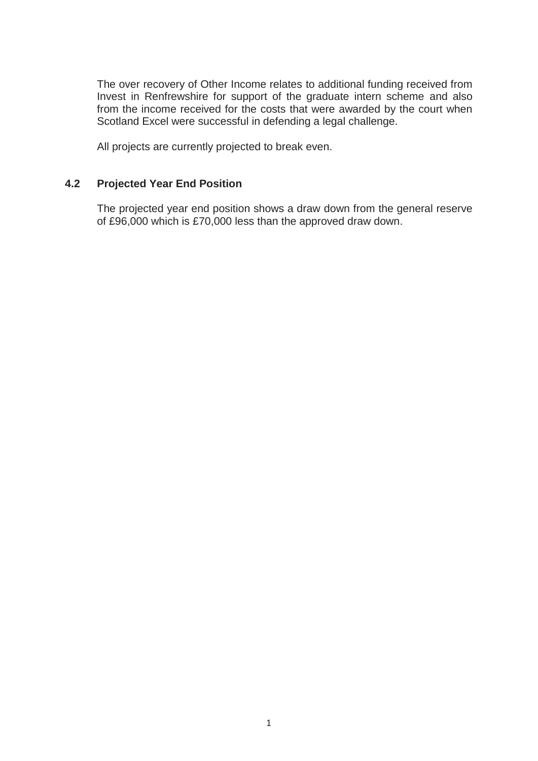The over recovery of Other Income relates to additional funding received from Invest in Renfrewshire for support of the graduate intern scheme and also from the income received for the costs that were awarded by the court when Scotland Excel were successful in defending a legal challenge.

All projects are currently projected to break even.

### 4.2 Projected Year End Position

The projected year end position shows a draw down from the general reserve of £96,000 which is £70,000 less than the approved draw down.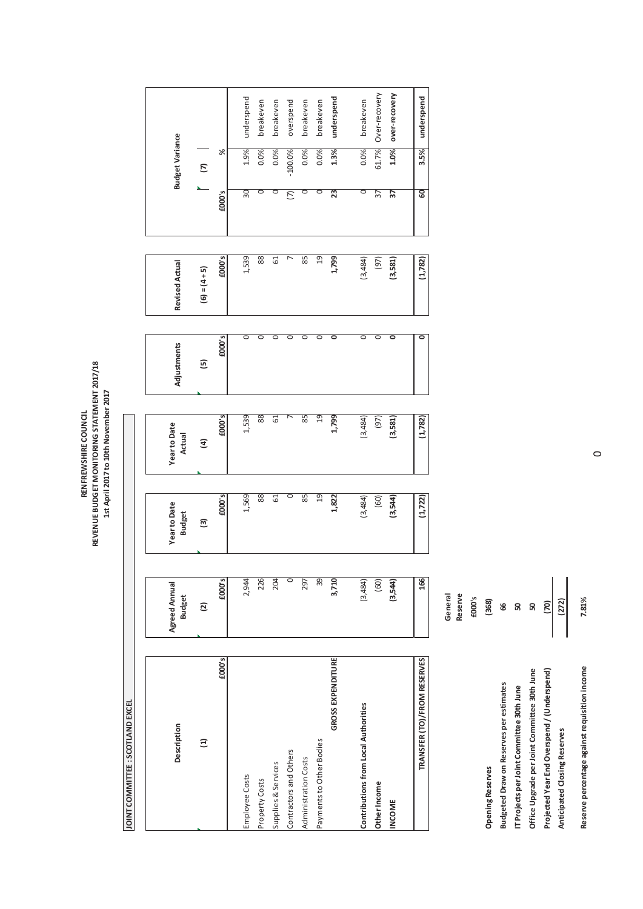# RENFREWSHIRE COUNCIL
## REVENUE BUDGET MONITORING STATEMENT 2017/18
### 1st April 2017 to 10th November 2017

**JOINT COMMITTEE : SCOTLAND EXCEL**

| Description | Agreed Annual Budget | Year to Date Budget | Year to Date Actual | Adjustments | Revised Actual | Budget Variance | | |
|---|---|---|---|---|---|---|---|---|
| (1) | (2) | (3) | (4) | (5) | (6) = (4 + 5) | (7) | | |
| £000's | £000's | £000's | £000's | £000's | £000's | £000's | % | |
| Employee Costs | 2,944 | 1,569 | 1,539 | 0 | 1,539 | 30 | 1.9% | underspend |
| Property Costs | 226 | 88 | 88 | 0 | 88 | 0 | 0.0% | breakeven |
| Supplies & Services | 204 | 61 | 61 | 0 | 61 | 0 | 0.0% | breakeven |
| Contractors and Others | 0 | 0 | 7 | 0 | 7 | (7) | -100.0% | overspend |
| Administration Costs | 297 | 85 | 85 | 0 | 85 | 0 | 0.0% | breakeven |
| Payments to Other Bodies | 39 | 19 | 19 | 0 | 19 | 0 | 0.0% | breakeven |
| **GROSS EXPENDITURE** | **3,710** | **1,822** | **1,799** | **0** | **1,799** | **23** | **1.3%** | **underspend** |
| **Contributions from Local Authorities** | (3,484) | (3,484) | (3,484) | 0 | (3,484) | 0 | 0.0% | breakeven |
| **Other Income** | (60) | (60) | (97) | 0 | (97) | 37 | 61.7% | Over-recovery |
| **INCOME** | **(3,544)** | **(3,544)** | **(3,581)** | **0** | **(3,581)** | **37** | **1.0%** | **over-recovery** |
| **TRANSFER (TO)/FROM RESERVES** | **166** | **(1,722)** | **(1,782)** | **0** | **(1,782)** | **60** | **3.5%** | **underspend** |

| | General Reserve £000's |
|---|---|
| **Opening Reserves** | **(368)** |
| **Budgeted Draw on Reserves per estimates** | **66** |
| **IT Projects per Joint Committee 30th June** | **50** |
| **Office Upgrade per Joint Committee 30th June** | **50** |
| **Projected Year End Overspend / (Underspend)** | **(70)** |
| **Anticipated Closing Reserves** | **(272)** |
| **Reserve percentage against requisition income** | **7.81%** |